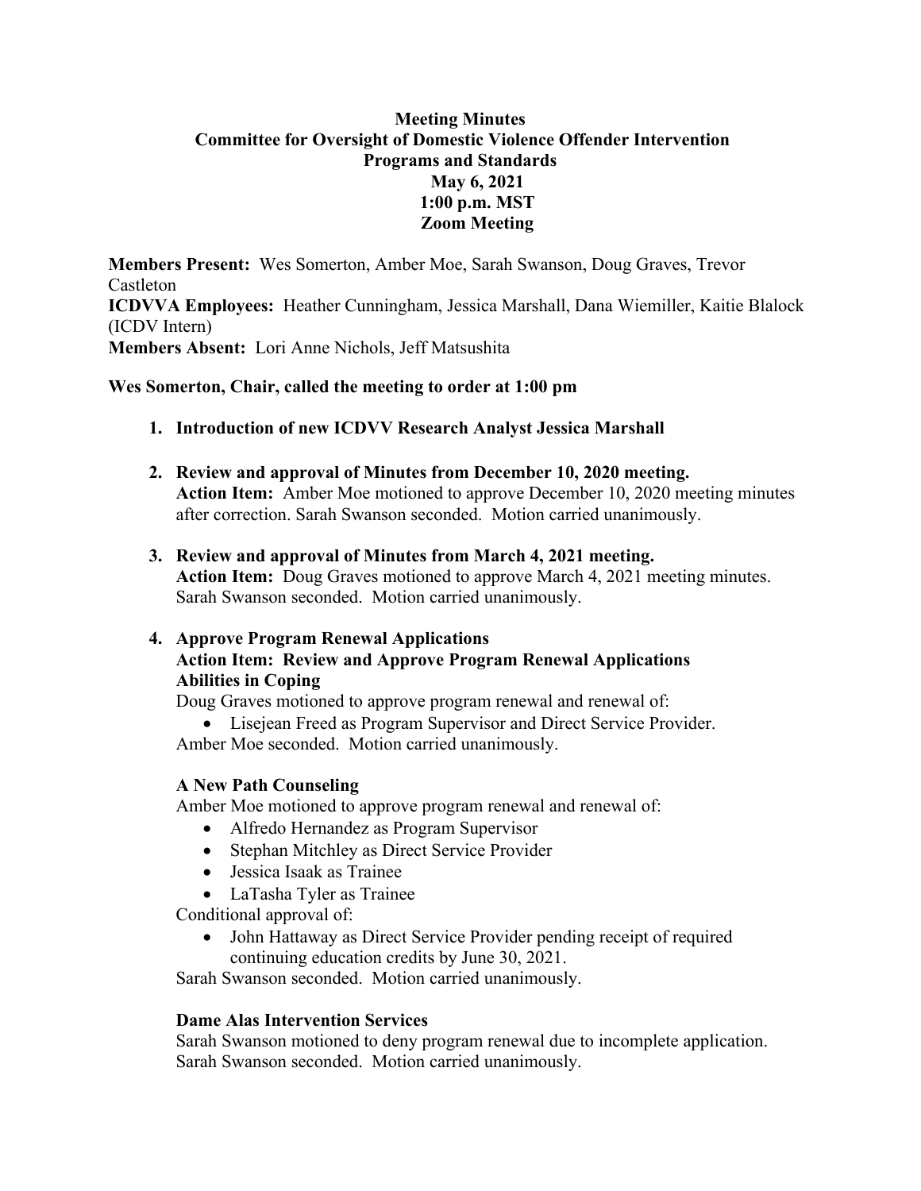**Meeting Minutes**
**Committee for Oversight of Domestic Violence Offender Intervention Programs and Standards**
**May 6, 2021**
**1:00 p.m. MST**
**Zoom Meeting**

**Members Present:** Wes Somerton, Amber Moe, Sarah Swanson, Doug Graves, Trevor Castleton
**ICDVVA Employees:** Heather Cunningham, Jessica Marshall, Dana Wiemiller, Kaitie Blalock (ICDV Intern)
**Members Absent:** Lori Anne Nichols, Jeff Matsushita

**Wes Somerton, Chair, called the meeting to order at 1:00 pm**

1. **Introduction of new ICDVV Research Analyst Jessica Marshall**

2. **Review and approval of Minutes from December 10, 2020 meeting.**
   **Action Item:** Amber Moe motioned to approve December 10, 2020 meeting minutes after correction. Sarah Swanson seconded. Motion carried unanimously.

3. **Review and approval of Minutes from March 4, 2021 meeting.**
   **Action Item:** Doug Graves motioned to approve March 4, 2021 meeting minutes. Sarah Swanson seconded. Motion carried unanimously.

4. **Approve Program Renewal Applications**
   **Action Item: Review and Approve Program Renewal Applications**
   **Abilities in Coping**
   Doug Graves motioned to approve program renewal and renewal of:
   - Lisejean Freed as Program Supervisor and Direct Service Provider.

   Amber Moe seconded. Motion carried unanimously.

   **A New Path Counseling**
   Amber Moe motioned to approve program renewal and renewal of:
   - Alfredo Hernandez as Program Supervisor
   - Stephan Mitchley as Direct Service Provider
   - Jessica Isaak as Trainee
   - LaTasha Tyler as Trainee

   Conditional approval of:
   - John Hattaway as Direct Service Provider pending receipt of required continuing education credits by June 30, 2021.

   Sarah Swanson seconded. Motion carried unanimously.

   **Dame Alas Intervention Services**
   Sarah Swanson motioned to deny program renewal due to incomplete application. Sarah Swanson seconded. Motion carried unanimously.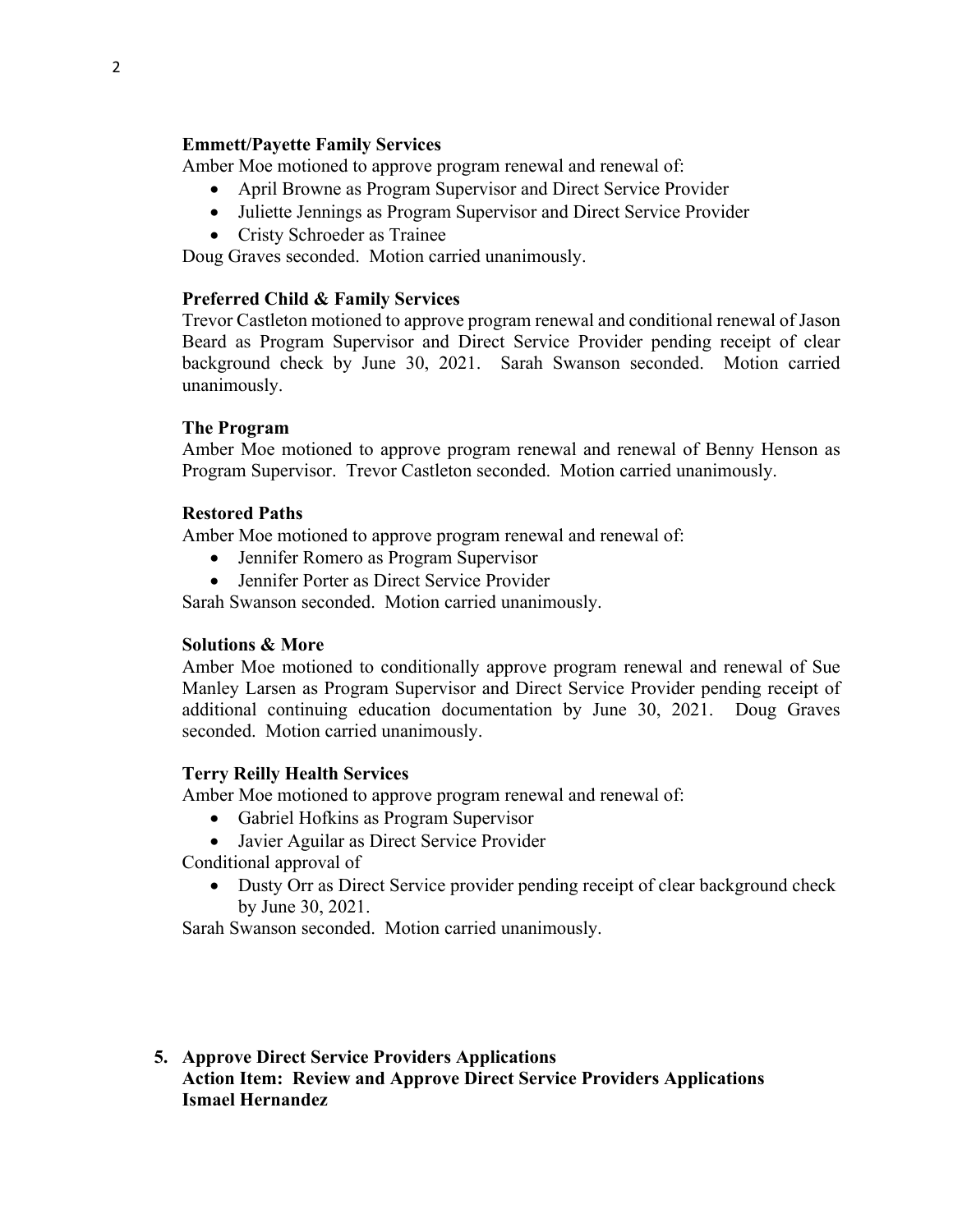**Emmett/Payette Family Services**

Amber Moe motioned to approve program renewal and renewal of:

- April Browne as Program Supervisor and Direct Service Provider
- Juliette Jennings as Program Supervisor and Direct Service Provider
- Cristy Schroeder as Trainee

Doug Graves seconded. Motion carried unanimously.

**Preferred Child & Family Services**

Trevor Castleton motioned to approve program renewal and conditional renewal of Jason Beard as Program Supervisor and Direct Service Provider pending receipt of clear background check by June 30, 2021. Sarah Swanson seconded. Motion carried unanimously.

**The Program**

Amber Moe motioned to approve program renewal and renewal of Benny Henson as Program Supervisor. Trevor Castleton seconded. Motion carried unanimously.

**Restored Paths**

Amber Moe motioned to approve program renewal and renewal of:

- Jennifer Romero as Program Supervisor
- Jennifer Porter as Direct Service Provider

Sarah Swanson seconded. Motion carried unanimously.

**Solutions & More**

Amber Moe motioned to conditionally approve program renewal and renewal of Sue Manley Larsen as Program Supervisor and Direct Service Provider pending receipt of additional continuing education documentation by June 30, 2021. Doug Graves seconded. Motion carried unanimously.

**Terry Reilly Health Services**

Amber Moe motioned to approve program renewal and renewal of:

- Gabriel Hofkins as Program Supervisor
- Javier Aguilar as Direct Service Provider

Conditional approval of

- Dusty Orr as Direct Service provider pending receipt of clear background check by June 30, 2021.

Sarah Swanson seconded. Motion carried unanimously.

5. **Approve Direct Service Providers Applications**
   **Action Item: Review and Approve Direct Service Providers Applications**
   **Ismael Hernandez**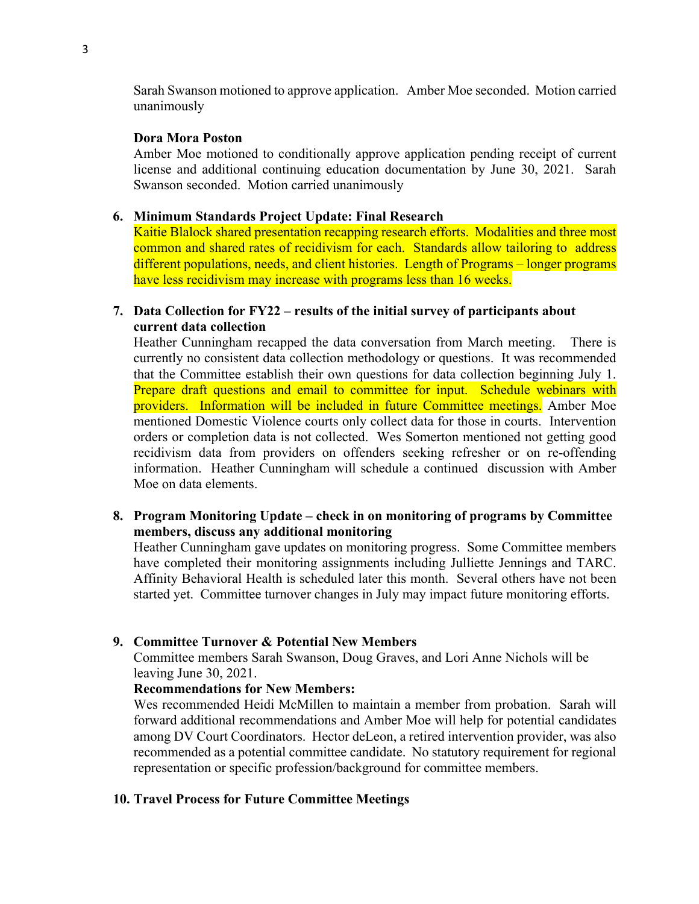Sarah Swanson motioned to approve application. Amber Moe seconded. Motion carried unanimously

**Dora Mora Poston**

Amber Moe motioned to conditionally approve application pending receipt of current license and additional continuing education documentation by June 30, 2021. Sarah Swanson seconded. Motion carried unanimously

6. **Minimum Standards Project Update: Final Research**

   Kaitie Blalock shared presentation recapping research efforts. Modalities and three most common and shared rates of recidivism for each. Standards allow tailoring to address different populations, needs, and client histories. Length of Programs – longer programs have less recidivism may increase with programs less than 16 weeks.

7. **Data Collection for FY22 – results of the initial survey of participants about current data collection**

   Heather Cunningham recapped the data conversation from March meeting. There is currently no consistent data collection methodology or questions. It was recommended that the Committee establish their own questions for data collection beginning July 1. Prepare draft questions and email to committee for input. Schedule webinars with providers. Information will be included in future Committee meetings. Amber Moe mentioned Domestic Violence courts only collect data for those in courts. Intervention orders or completion data is not collected. Wes Somerton mentioned not getting good recidivism data from providers on offenders seeking refresher or on re-offending information. Heather Cunningham will schedule a continued discussion with Amber Moe on data elements.

8. **Program Monitoring Update – check in on monitoring of programs by Committee members, discuss any additional monitoring**

   Heather Cunningham gave updates on monitoring progress. Some Committee members have completed their monitoring assignments including Julliette Jennings and TARC. Affinity Behavioral Health is scheduled later this month. Several others have not been started yet. Committee turnover changes in July may impact future monitoring efforts.

9. **Committee Turnover & Potential New Members**

   Committee members Sarah Swanson, Doug Graves, and Lori Anne Nichols will be leaving June 30, 2021.

   **Recommendations for New Members:**

   Wes recommended Heidi McMillen to maintain a member from probation. Sarah will forward additional recommendations and Amber Moe will help for potential candidates among DV Court Coordinators. Hector deLeon, a retired intervention provider, was also recommended as a potential committee candidate. No statutory requirement for regional representation or specific profession/background for committee members.

10. **Travel Process for Future Committee Meetings**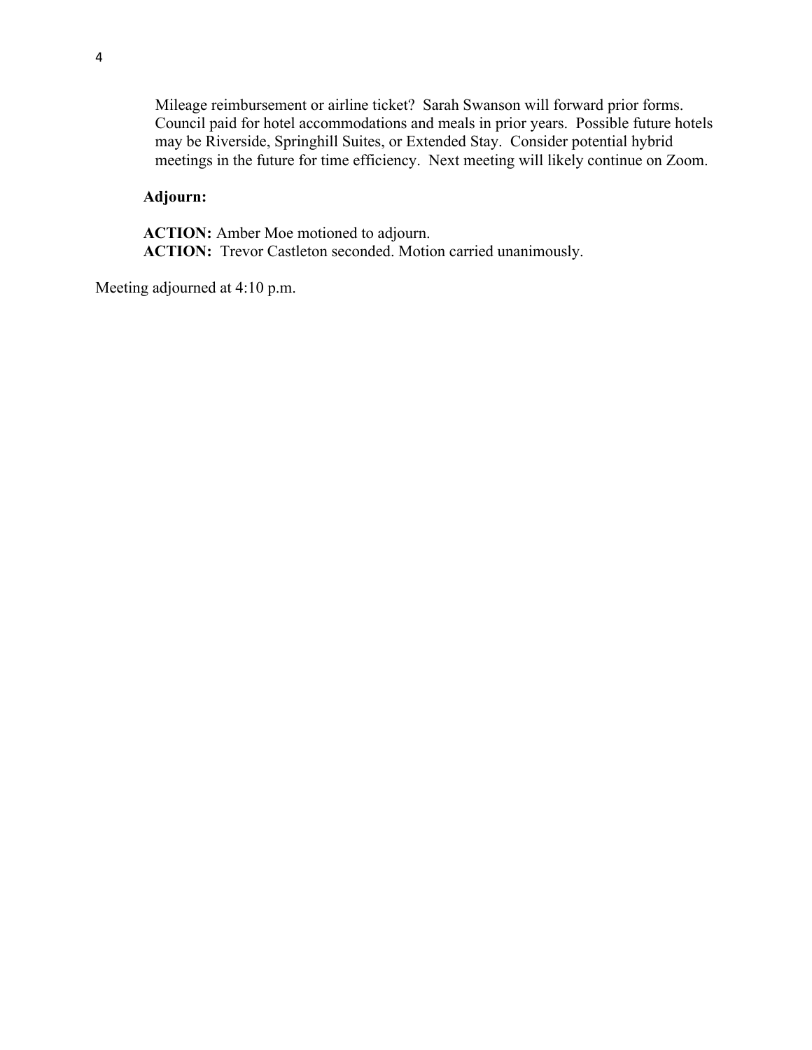Mileage reimbursement or airline ticket? Sarah Swanson will forward prior forms. Council paid for hotel accommodations and meals in prior years. Possible future hotels may be Riverside, Springhill Suites, or Extended Stay. Consider potential hybrid meetings in the future for time efficiency. Next meeting will likely continue on Zoom.

**Adjourn:**

**ACTION:** Amber Moe motioned to adjourn.
**ACTION:** Trevor Castleton seconded. Motion carried unanimously.

Meeting adjourned at 4:10 p.m.